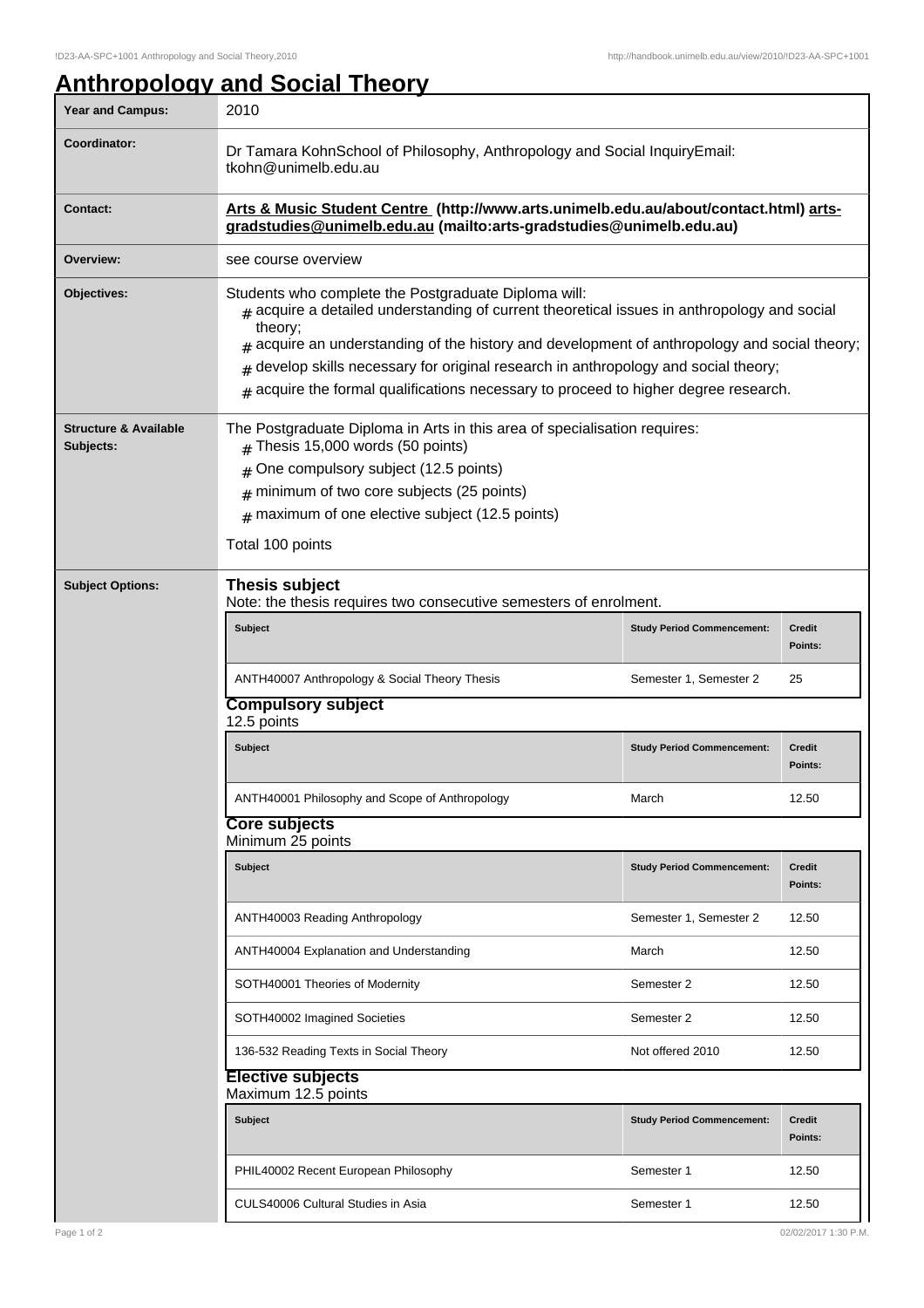# Anthropology and Social Theory

| Year and Campus: | 2010 |
|---|---|
| Coordinator: | Dr Tamara KohnSchool of Philosophy, Anthropology and Social InquiryEmail: tkohn@unimelb.edu.au |
| Contact: | **Arts & Music Student Centre (http://www.arts.unimelb.edu.au/about/contact.html) arts-gradstudies@unimelb.edu.au (mailto:arts-gradstudies@unimelb.edu.au)** |
| Overview: | see course overview |
| Objectives: | Students who complete the Postgraduate Diploma will:<br># acquire a detailed understanding of current theoretical issues in anthropology and social theory;<br># acquire an understanding of the history and development of anthropology and social theory;<br># develop skills necessary for original research in anthropology and social theory;<br># acquire the formal qualifications necessary to proceed to higher degree research. |
| Structure & Available Subjects: | The Postgraduate Diploma in Arts in this area of specialisation requires:<br># Thesis 15,000 words (50 points)<br># One compulsory subject (12.5 points)<br># minimum of two core subjects (25 points)<br># maximum of one elective subject (12.5 points)<br><br>Total 100 points |

## Subject Options:

### Thesis subject

Note: the thesis requires two consecutive semesters of enrolment.

| Subject | Study Period Commencement: | Credit Points: |
|---|---|---|
| ANTH40007 Anthropology & Social Theory Thesis | Semester 1, Semester 2 | 25 |

### Compulsory subject

12.5 points

| Subject | Study Period Commencement: | Credit Points: |
|---|---|---|
| ANTH40001 Philosophy and Scope of Anthropology | March | 12.50 |

### Core subjects

Minimum 25 points

| Subject | Study Period Commencement: | Credit Points: |
|---|---|---|
| ANTH40003 Reading Anthropology | Semester 1, Semester 2 | 12.50 |
| ANTH40004 Explanation and Understanding | March | 12.50 |
| SOTH40001 Theories of Modernity | Semester 2 | 12.50 |
| SOTH40002 Imagined Societies | Semester 2 | 12.50 |
| 136-532 Reading Texts in Social Theory | Not offered 2010 | 12.50 |

### Elective subjects

Maximum 12.5 points

| Subject | Study Period Commencement: | Credit Points: |
|---|---|---|
| PHIL40002 Recent European Philosophy | Semester 1 | 12.50 |
| CULS40006 Cultural Studies in Asia | Semester 1 | 12.50 |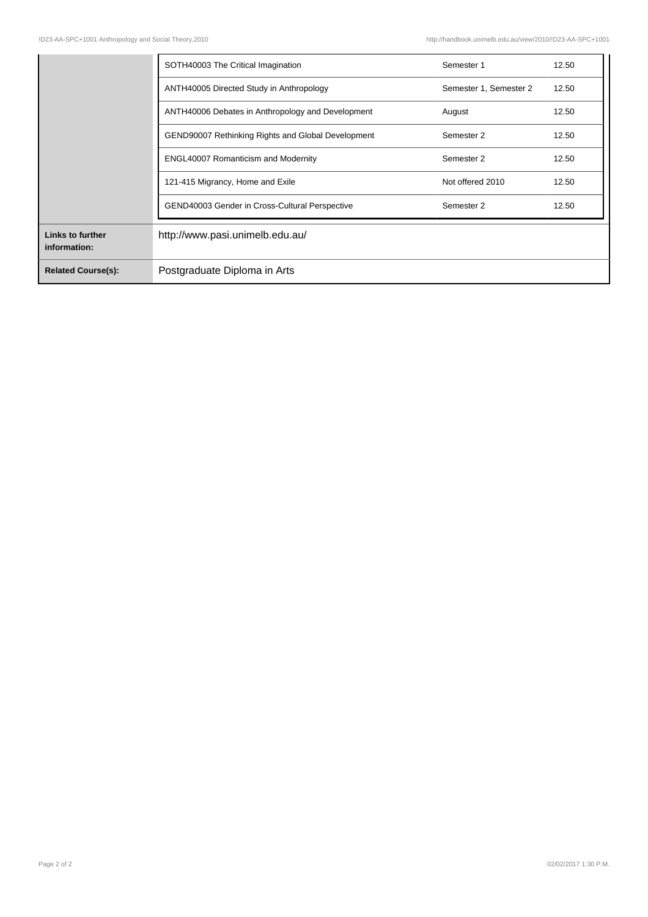| | | | |
|---|---|---|---|
| | SOTH40003 The Critical Imagination | Semester 1 | 12.50 |
| | ANTH40005 Directed Study in Anthropology | Semester 1, Semester 2 | 12.50 |
| | ANTH40006 Debates in Anthropology and Development | August | 12.50 |
| | GEND90007 Rethinking Rights and Global Development | Semester 2 | 12.50 |
| | ENGL40007 Romanticism and Modernity | Semester 2 | 12.50 |
| | 121-415 Migrancy, Home and Exile | Not offered 2010 | 12.50 |
| | GEND40003 Gender in Cross-Cultural Perspective | Semester 2 | 12.50 |
| **Links to further information:** | http://www.pasi.unimelb.edu.au/ | | |
| **Related Course(s):** | Postgraduate Diploma in Arts | | |